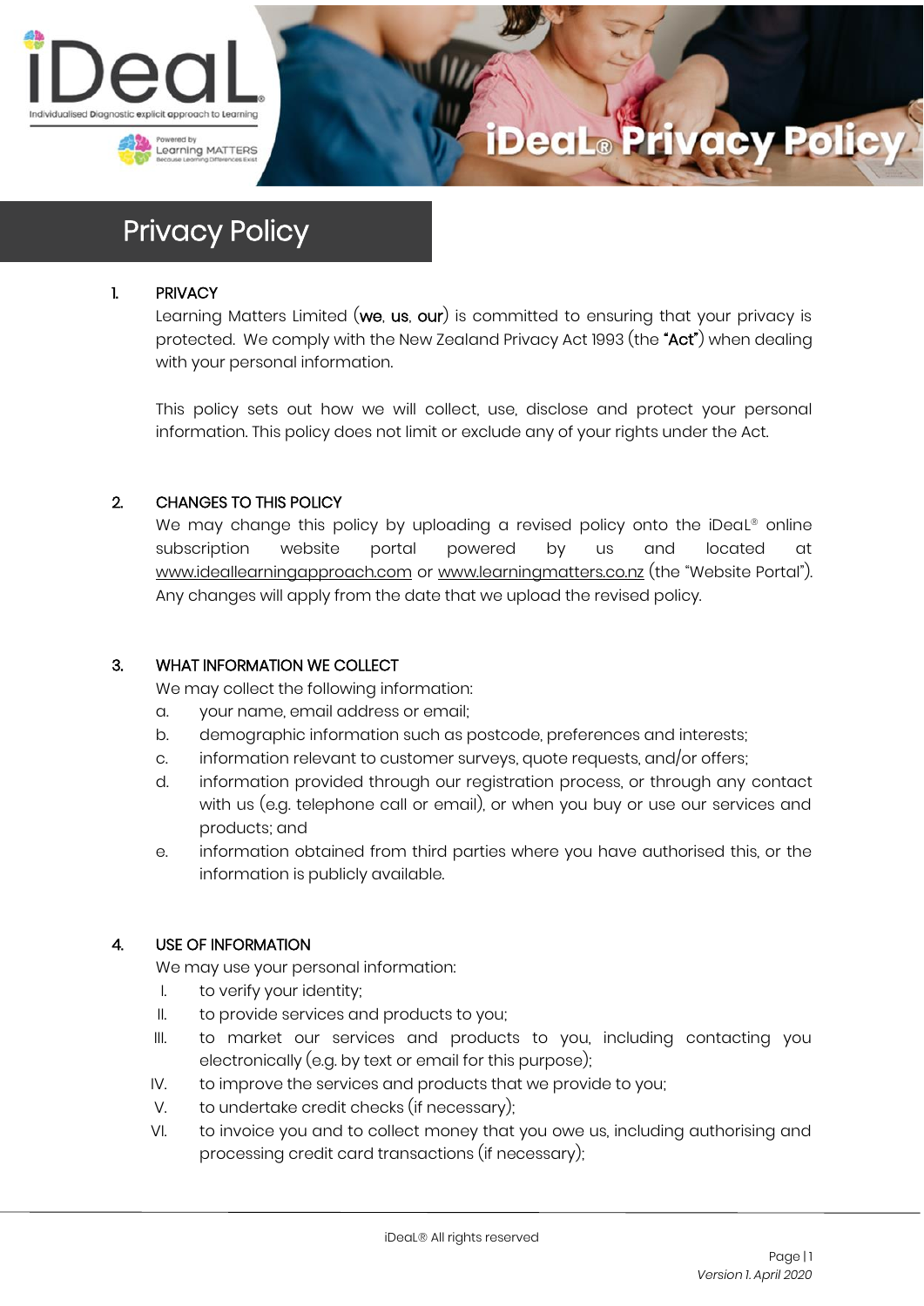# Privacy Policy

## 1. PRIVACY

Learning Matters Limited (**we**, **us**, **our**) is committed to ensuring that your privacy is protected. We comply with the New Zealand Privacy Act 1993 (the **"Act"**) when dealing with your personal information.

This policy sets out how we will collect, use, disclose and protect your personal information. This policy does not limit or exclude any of your rights under the Act.

## 2. CHANGES TO THIS POLICY

We may change this policy by uploading a revised policy onto the iDeaL® online subscription website portal powered by us and located at www.ideallearningapproach.com or www.learningmatters.co.nz (the "Website Portal"). Any changes will apply from the date that we upload the revised policy.

## 3. WHAT INFORMATION WE COLLECT

We may collect the following information:

a. your name, email address or email;
b. demographic information such as postcode, preferences and interests;
c. information relevant to customer surveys, quote requests, and/or offers;
d. information provided through our registration process, or through any contact with us (e.g. telephone call or email), or when you buy or use our services and products; and
e. information obtained from third parties where you have authorised this, or the information is publicly available.

## 4. USE OF INFORMATION

We may use your personal information:

I. to verify your identity;
II. to provide services and products to you;
III. to market our services and products to you, including contacting you electronically (e.g. by text or email for this purpose);
IV. to improve the services and products that we provide to you;
V. to undertake credit checks (if necessary);
VI. to invoice you and to collect money that you owe us, including authorising and processing credit card transactions (if necessary);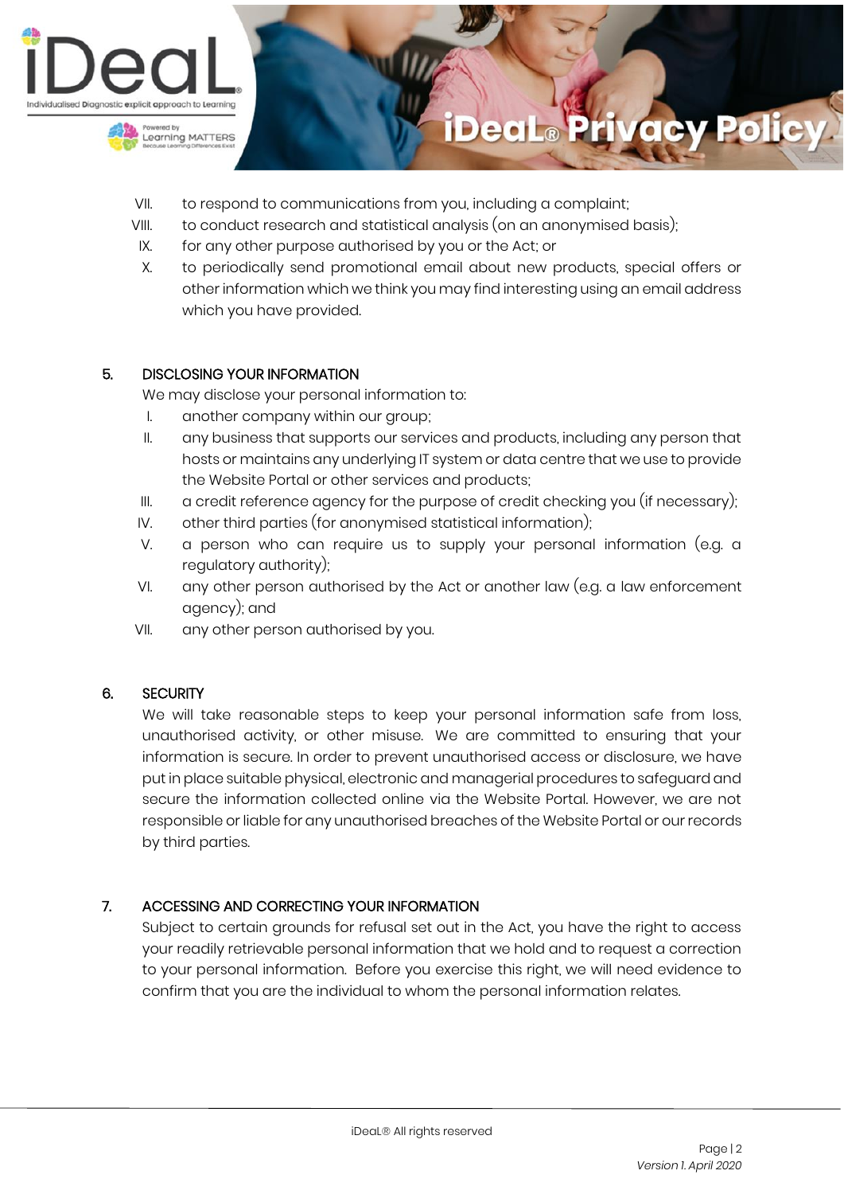VII. to respond to communications from you, including a complaint;

VIII. to conduct research and statistical analysis (on an anonymised basis);

IX. for any other purpose authorised by you or the Act; or

X. to periodically send promotional email about new products, special offers or other information which we think you may find interesting using an email address which you have provided.

## 5. DISCLOSING YOUR INFORMATION

We may disclose your personal information to:

I. another company within our group;

II. any business that supports our services and products, including any person that hosts or maintains any underlying IT system or data centre that we use to provide the Website Portal or other services and products;

III. a credit reference agency for the purpose of credit checking you (if necessary);

IV. other third parties (for anonymised statistical information);

V. a person who can require us to supply your personal information (e.g. a regulatory authority);

VI. any other person authorised by the Act or another law (e.g. a law enforcement agency); and

VII. any other person authorised by you.

## 6. SECURITY

We will take reasonable steps to keep your personal information safe from loss, unauthorised activity, or other misuse. We are committed to ensuring that your information is secure. In order to prevent unauthorised access or disclosure, we have put in place suitable physical, electronic and managerial procedures to safeguard and secure the information collected online via the Website Portal. However, we are not responsible or liable for any unauthorised breaches of the Website Portal or our records by third parties.

## 7. ACCESSING AND CORRECTING YOUR INFORMATION

Subject to certain grounds for refusal set out in the Act, you have the right to access your readily retrievable personal information that we hold and to request a correction to your personal information. Before you exercise this right, we will need evidence to confirm that you are the individual to whom the personal information relates.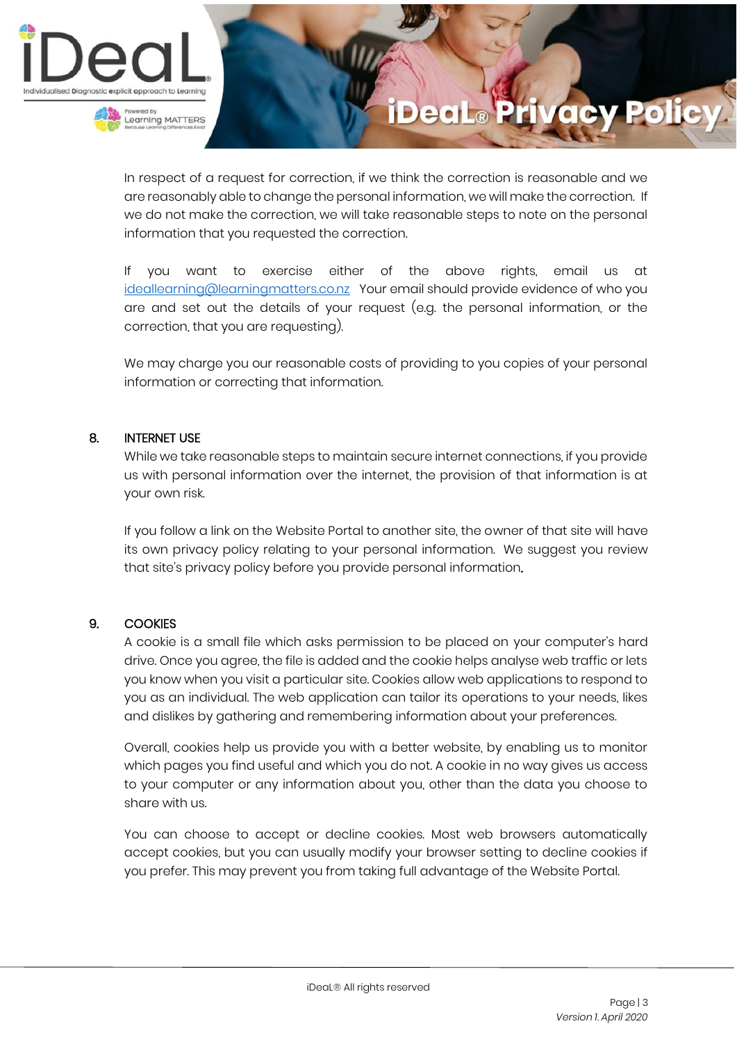In respect of a request for correction, if we think the correction is reasonable and we are reasonably able to change the personal information, we will make the correction. If we do not make the correction, we will take reasonable steps to note on the personal information that you requested the correction.

If you want to exercise either of the above rights, email us at ideallearning@learningmatters.co.nz Your email should provide evidence of who you are and set out the details of your request (e.g. the personal information, or the correction, that you are requesting).

We may charge you our reasonable costs of providing to you copies of your personal information or correcting that information.

## 8. INTERNET USE

While we take reasonable steps to maintain secure internet connections, if you provide us with personal information over the internet, the provision of that information is at your own risk.

If you follow a link on the Website Portal to another site, the owner of that site will have its own privacy policy relating to your personal information. We suggest you review that site's privacy policy before you provide personal information.

## 9. COOKIES

A cookie is a small file which asks permission to be placed on your computer's hard drive. Once you agree, the file is added and the cookie helps analyse web traffic or lets you know when you visit a particular site. Cookies allow web applications to respond to you as an individual. The web application can tailor its operations to your needs, likes and dislikes by gathering and remembering information about your preferences.

Overall, cookies help us provide you with a better website, by enabling us to monitor which pages you find useful and which you do not. A cookie in no way gives us access to your computer or any information about you, other than the data you choose to share with us.

You can choose to accept or decline cookies. Most web browsers automatically accept cookies, but you can usually modify your browser setting to decline cookies if you prefer. This may prevent you from taking full advantage of the Website Portal.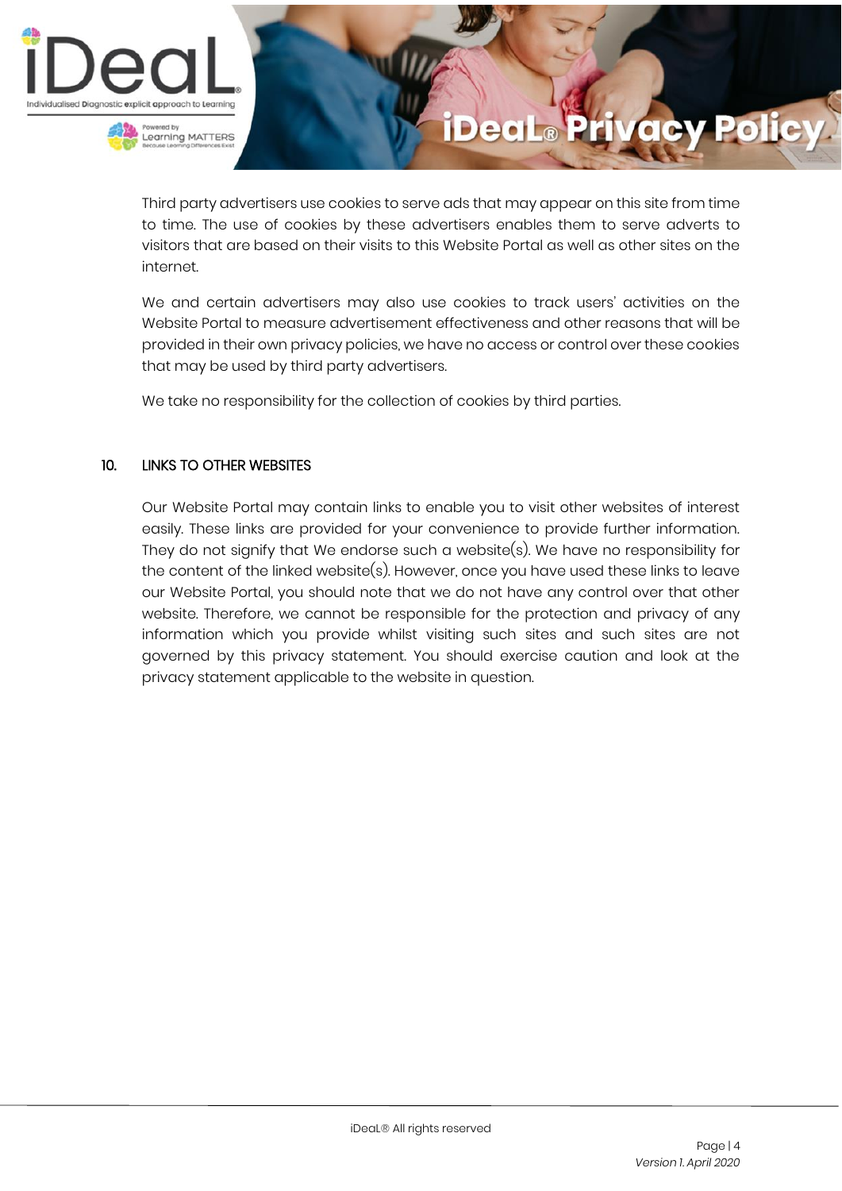Third party advertisers use cookies to serve ads that may appear on this site from time to time. The use of cookies by these advertisers enables them to serve adverts to visitors that are based on their visits to this Website Portal as well as other sites on the internet.

We and certain advertisers may also use cookies to track users' activities on the Website Portal to measure advertisement effectiveness and other reasons that will be provided in their own privacy policies, we have no access or control over these cookies that may be used by third party advertisers.

We take no responsibility for the collection of cookies by third parties.

## 10. LINKS TO OTHER WEBSITES

Our Website Portal may contain links to enable you to visit other websites of interest easily. These links are provided for your convenience to provide further information. They do not signify that We endorse such a website(s). We have no responsibility for the content of the linked website(s). However, once you have used these links to leave our Website Portal, you should note that we do not have any control over that other website. Therefore, we cannot be responsible for the protection and privacy of any information which you provide whilst visiting such sites and such sites are not governed by this privacy statement. You should exercise caution and look at the privacy statement applicable to the website in question.